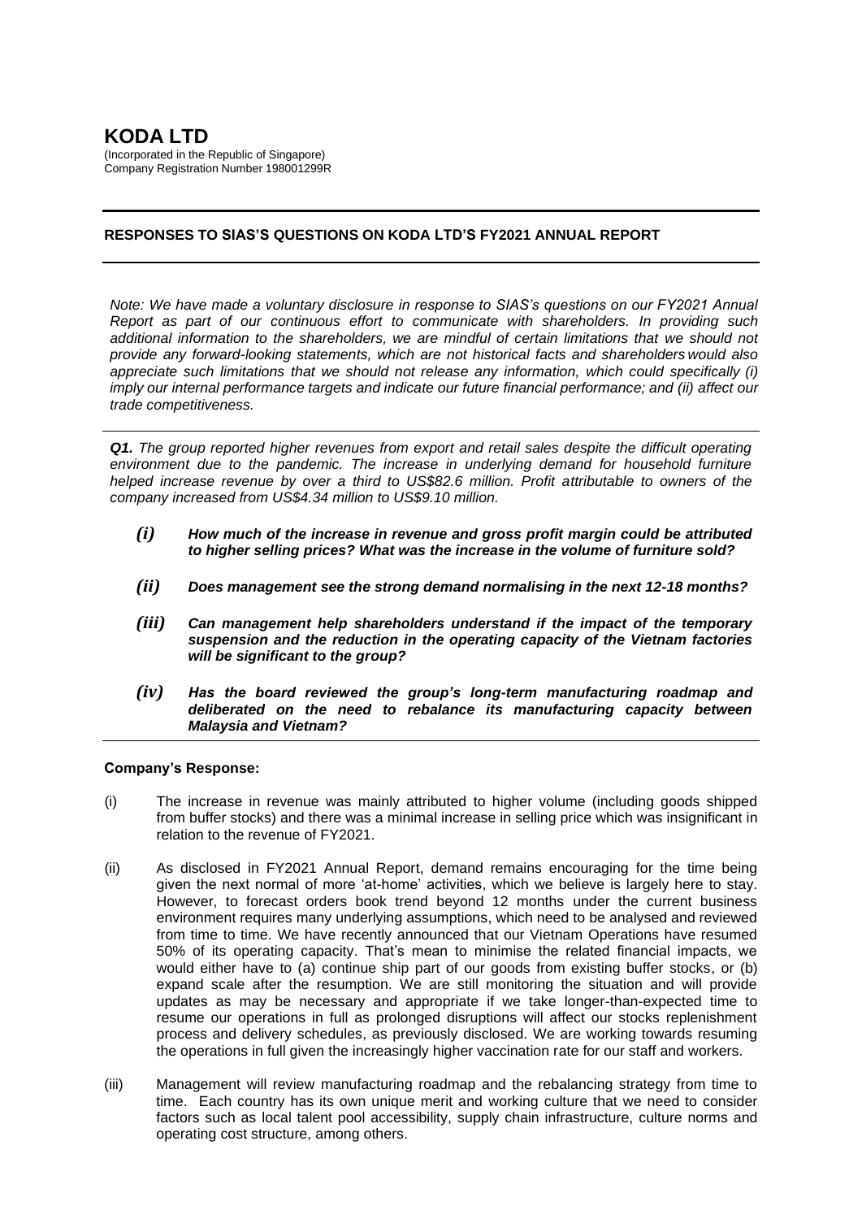# KODA LTD

(Incorporated in the Republic of Singapore)
Company Registration Number 198001299R

---

**RESPONSES TO SIAS'S QUESTIONS ON KODA LTD'S FY2021 ANNUAL REPORT**

---

*Note: We have made a voluntary disclosure in response to SIAS's questions on our FY2021 Annual Report as part of our continuous effort to communicate with shareholders. In providing such additional information to the shareholders, we are mindful of certain limitations that we should not provide any forward-looking statements, which are not historical facts and shareholders would also appreciate such limitations that we should not release any information, which could specifically (i) imply our internal performance targets and indicate our future financial performance; and (ii) affect our trade competitiveness.*

---

***Q1.*** *The group reported higher revenues from export and retail sales despite the difficult operating environment due to the pandemic. The increase in underlying demand for household furniture helped increase revenue by over a third to US$82.6 million. Profit attributable to owners of the company increased from US$4.34 million to US$9.10 million.*

- ***(i)*** ***How much of the increase in revenue and gross profit margin could be attributed to higher selling prices? What was the increase in the volume of furniture sold?***
- ***(ii)*** ***Does management see the strong demand normalising in the next 12-18 months?***
- ***(iii)*** ***Can management help shareholders understand if the impact of the temporary suspension and the reduction in the operating capacity of the Vietnam factories will be significant to the group?***
- ***(iv)*** ***Has the board reviewed the group's long-term manufacturing roadmap and deliberated on the need to rebalance its manufacturing capacity between Malaysia and Vietnam?***

---

**Company's Response:**

(i) The increase in revenue was mainly attributed to higher volume (including goods shipped from buffer stocks) and there was a minimal increase in selling price which was insignificant in relation to the revenue of FY2021.

(ii) As disclosed in FY2021 Annual Report, demand remains encouraging for the time being given the next normal of more 'at-home' activities, which we believe is largely here to stay. However, to forecast orders book trend beyond 12 months under the current business environment requires many underlying assumptions, which need to be analysed and reviewed from time to time. We have recently announced that our Vietnam Operations have resumed 50% of its operating capacity. That's mean to minimise the related financial impacts, we would either have to (a) continue ship part of our goods from existing buffer stocks, or (b) expand scale after the resumption. We are still monitoring the situation and will provide updates as may be necessary and appropriate if we take longer-than-expected time to resume our operations in full as prolonged disruptions will affect our stocks replenishment process and delivery schedules, as previously disclosed. We are working towards resuming the operations in full given the increasingly higher vaccination rate for our staff and workers.

(iii) Management will review manufacturing roadmap and the rebalancing strategy from time to time. Each country has its own unique merit and working culture that we need to consider factors such as local talent pool accessibility, supply chain infrastructure, culture norms and operating cost structure, among others.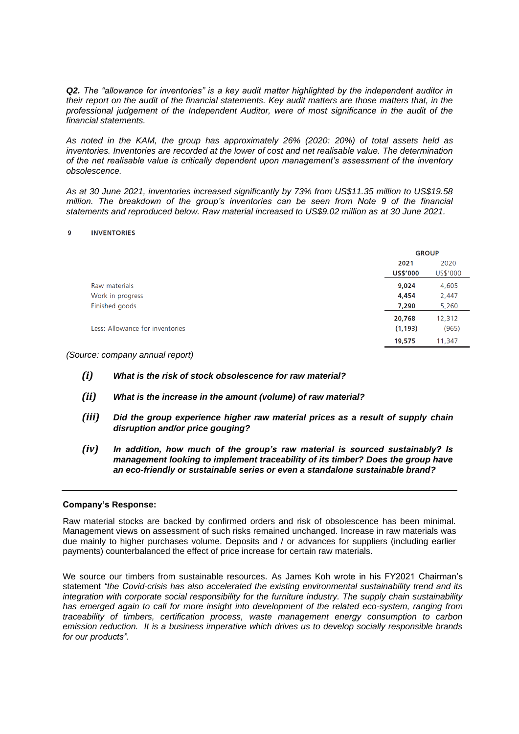***Q2.** The "allowance for inventories" is a key audit matter highlighted by the independent auditor in their report on the audit of the financial statements. Key audit matters are those matters that, in the professional judgement of the Independent Auditor, were of most significance in the audit of the financial statements.*

*As noted in the KAM, the group has approximately 26% (2020: 20%) of total assets held as inventories. Inventories are recorded at the lower of cost and net realisable value. The determination of the net realisable value is critically dependent upon management's assessment of the inventory obsolescence.*

*As at 30 June 2021, inventories increased significantly by 73% from US$11.35 million to US$19.58 million. The breakdown of the group's inventories can be seen from Note 9 of the financial statements and reproduced below. Raw material increased to US$9.02 million as at 30 June 2021.*

**9 INVENTORIES**

| | GROUP | |
|---|---|---|
| | **2021** | 2020 |
| | **US$'000** | US$'000 |
| Raw materials | **9,024** | 4,605 |
| Work in progress | **4,454** | 2,447 |
| Finished goods | **7,290** | 5,260 |
| | **20,768** | 12,312 |
| Less: Allowance for inventories | **(1,193)** | (965) |
| | **19,575** | 11,347 |

*(Source: company annual report)*

- ***(i)*** ***What is the risk of stock obsolescence for raw material?***
- ***(ii)*** ***What is the increase in the amount (volume) of raw material?***
- ***(iii)*** ***Did the group experience higher raw material prices as a result of supply chain disruption and/or price gouging?***
- ***(iv)*** ***In addition, how much of the group's raw material is sourced sustainably? Is management looking to implement traceability of its timber? Does the group have an eco-friendly or sustainable series or even a standalone sustainable brand?***

**Company's Response:**

Raw material stocks are backed by confirmed orders and risk of obsolescence has been minimal. Management views on assessment of such risks remained unchanged. Increase in raw materials was due mainly to higher purchases volume. Deposits and / or advances for suppliers (including earlier payments) counterbalanced the effect of price increase for certain raw materials.

We source our timbers from sustainable resources. As James Koh wrote in his FY2021 Chairman's statement *"the Covid-crisis has also accelerated the existing environmental sustainability trend and its integration with corporate social responsibility for the furniture industry. The supply chain sustainability has emerged again to call for more insight into development of the related eco-system, ranging from traceability of timbers, certification process, waste management energy consumption to carbon emission reduction. It is a business imperative which drives us to develop socially responsible brands for our products".*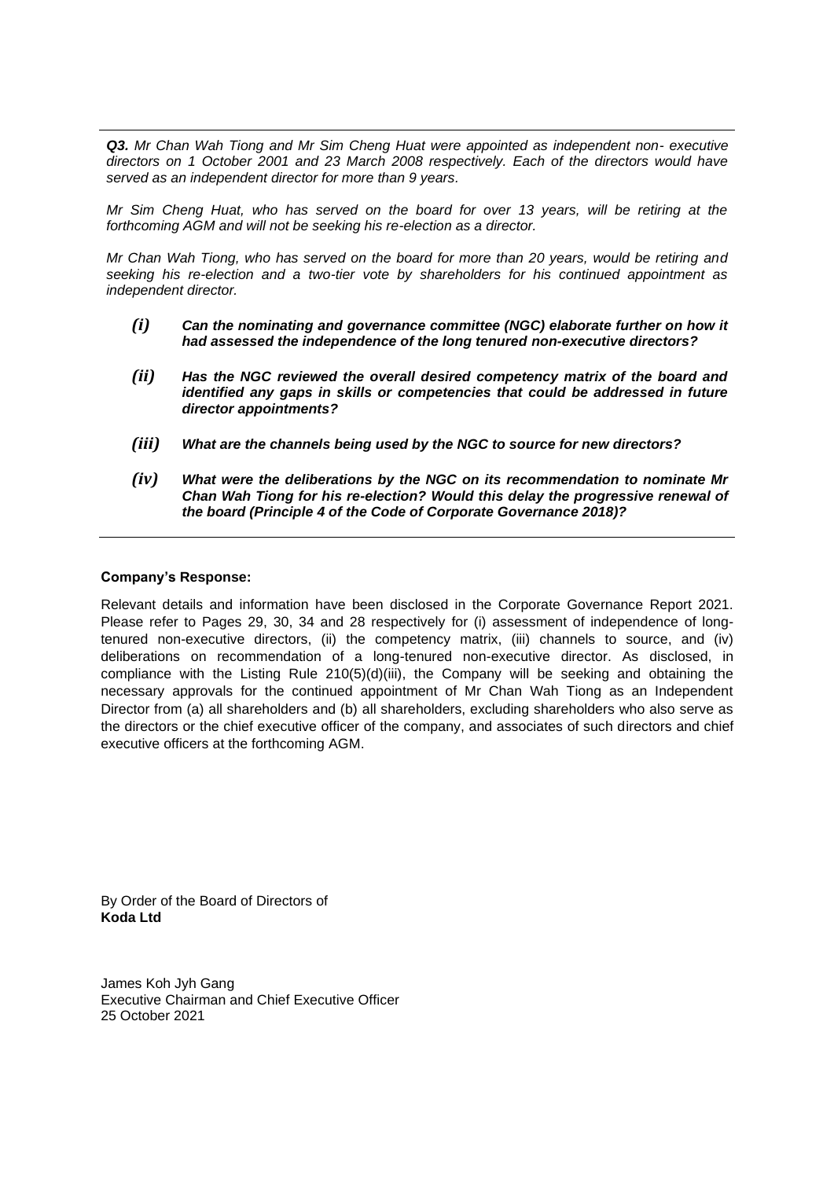***Q3.** Mr Chan Wah Tiong and Mr Sim Cheng Huat were appointed as independent non- executive directors on 1 October 2001 and 23 March 2008 respectively. Each of the directors would have served as an independent director for more than 9 years.*

*Mr Sim Cheng Huat, who has served on the board for over 13 years, will be retiring at the forthcoming AGM and will not be seeking his re-election as a director.*

*Mr Chan Wah Tiong, who has served on the board for more than 20 years, would be retiring and seeking his re-election and a two-tier vote by shareholders for his continued appointment as independent director.*

***(i)** **Can the nominating and governance committee (NGC) elaborate further on how it had assessed the independence of the long tenured non-executive directors?***

***(ii)** **Has the NGC reviewed the overall desired competency matrix of the board and identified any gaps in skills or competencies that could be addressed in future director appointments?***

***(iii)** **What are the channels being used by the NGC to source for new directors?***

***(iv)** **What were the deliberations by the NGC on its recommendation to nominate Mr Chan Wah Tiong for his re-election? Would this delay the progressive renewal of the board (Principle 4 of the Code of Corporate Governance 2018)?***

**Company's Response:**

Relevant details and information have been disclosed in the Corporate Governance Report 2021. Please refer to Pages 29, 30, 34 and 28 respectively for (i) assessment of independence of long-tenured non-executive directors, (ii) the competency matrix, (iii) channels to source, and (iv) deliberations on recommendation of a long-tenured non-executive director. As disclosed, in compliance with the Listing Rule 210(5)(d)(iii), the Company will be seeking and obtaining the necessary approvals for the continued appointment of Mr Chan Wah Tiong as an Independent Director from (a) all shareholders and (b) all shareholders, excluding shareholders who also serve as the directors or the chief executive officer of the company, and associates of such directors and chief executive officers at the forthcoming AGM.

By Order of the Board of Directors of
**Koda Ltd**

James Koh Jyh Gang
Executive Chairman and Chief Executive Officer
25 October 2021